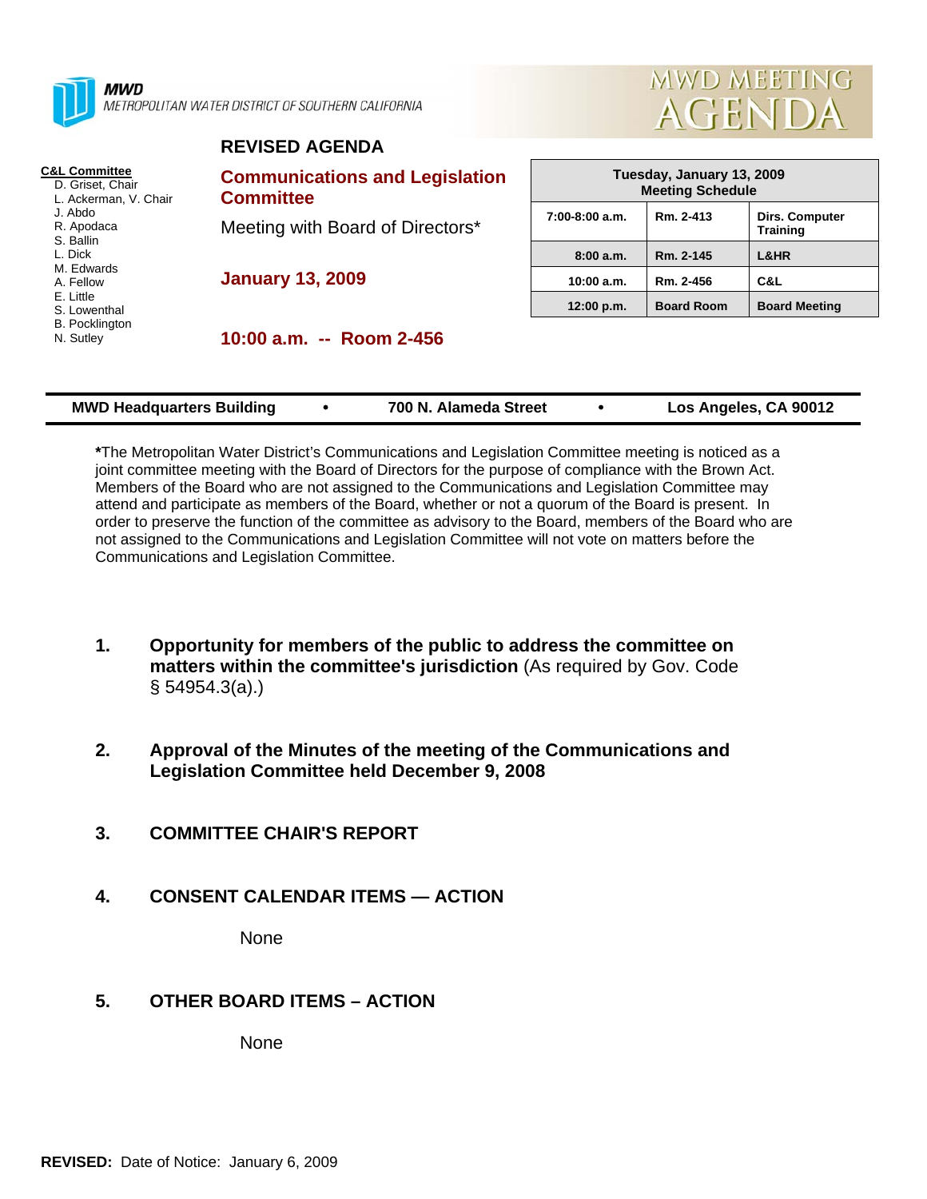**MWD**
METROPOLITAN WATER DISTRICT OF SOUTHERN CALIFORNIA

MWD MEETING AGENDA

## REVISED AGENDA

**C&L Committee**
- D. Griset, Chair
- L. Ackerman, V. Chair
- J. Abdo
- R. Apodaca
- S. Ballin
- L. Dick
- M. Edwards
- A. Fellow
- E. Little
- S. Lowenthal
- B. Pocklington
- N. Sutley

## Communications and Legislation Committee

Meeting with Board of Directors*

**January 13, 2009**

**10:00 a.m. -- Room 2-456**

| Tuesday, January 13, 2009 Meeting Schedule | | |
|---|---|---|
| 7:00-8:00 a.m. | Rm. 2-413 | Dirs. Computer Training |
| 8:00 a.m. | Rm. 2-145 | L&HR |
| 10:00 a.m. | Rm. 2-456 | C&L |
| 12:00 p.m. | Board Room | Board Meeting |

**MWD Headquarters Building • 700 N. Alameda Street • Los Angeles, CA 90012**

***** The Metropolitan Water District's Communications and Legislation Committee meeting is noticed as a joint committee meeting with the Board of Directors for the purpose of compliance with the Brown Act. Members of the Board who are not assigned to the Communications and Legislation Committee may attend and participate as members of the Board, whether or not a quorum of the Board is present. In order to preserve the function of the committee as advisory to the Board, members of the Board who are not assigned to the Communications and Legislation Committee will not vote on matters before the Communications and Legislation Committee.

1. **Opportunity for members of the public to address the committee on matters within the committee's jurisdiction** (As required by Gov. Code § 54954.3(a).)

2. **Approval of the Minutes of the meeting of the Communications and Legislation Committee held December 9, 2008**

3. **COMMITTEE CHAIR'S REPORT**

4. **CONSENT CALENDAR ITEMS — ACTION**

   None

5. **OTHER BOARD ITEMS – ACTION**

   None

**REVISED:** Date of Notice: January 6, 2009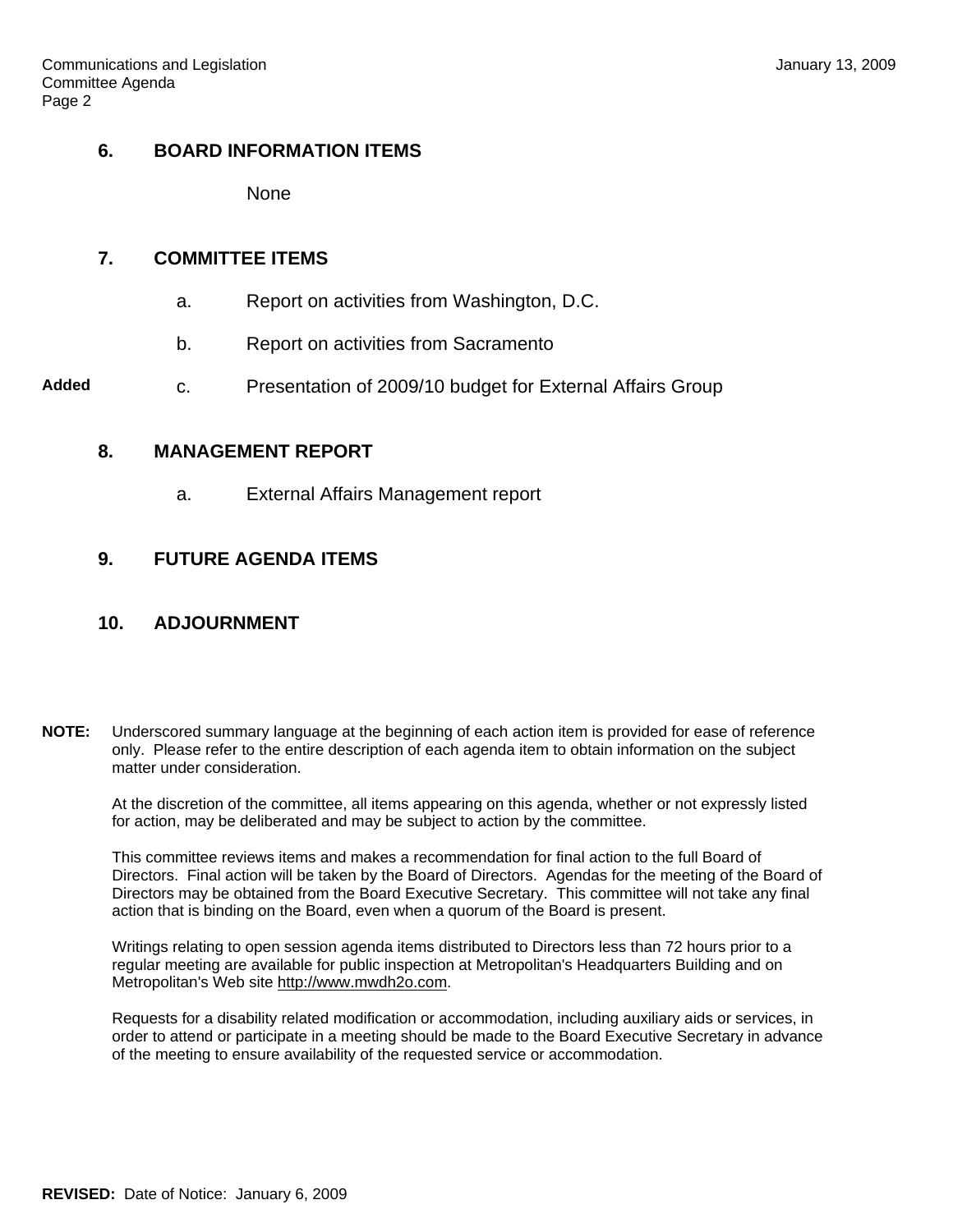## 6. BOARD INFORMATION ITEMS

None

## 7. COMMITTEE ITEMS

a. Report on activities from Washington, D.C.

b. Report on activities from Sacramento

**Added** c. Presentation of 2009/10 budget for External Affairs Group

## 8. MANAGEMENT REPORT

a. External Affairs Management report

## 9. FUTURE AGENDA ITEMS

## 10. ADJOURNMENT

**NOTE:** Underscored summary language at the beginning of each action item is provided for ease of reference only. Please refer to the entire description of each agenda item to obtain information on the subject matter under consideration.

At the discretion of the committee, all items appearing on this agenda, whether or not expressly listed for action, may be deliberated and may be subject to action by the committee.

This committee reviews items and makes a recommendation for final action to the full Board of Directors. Final action will be taken by the Board of Directors. Agendas for the meeting of the Board of Directors may be obtained from the Board Executive Secretary. This committee will not take any final action that is binding on the Board, even when a quorum of the Board is present.

Writings relating to open session agenda items distributed to Directors less than 72 hours prior to a regular meeting are available for public inspection at Metropolitan's Headquarters Building and on Metropolitan's Web site http://www.mwdh2o.com.

Requests for a disability related modification or accommodation, including auxiliary aids or services, in order to attend or participate in a meeting should be made to the Board Executive Secretary in advance of the meeting to ensure availability of the requested service or accommodation.

**REVISED:** Date of Notice: January 6, 2009